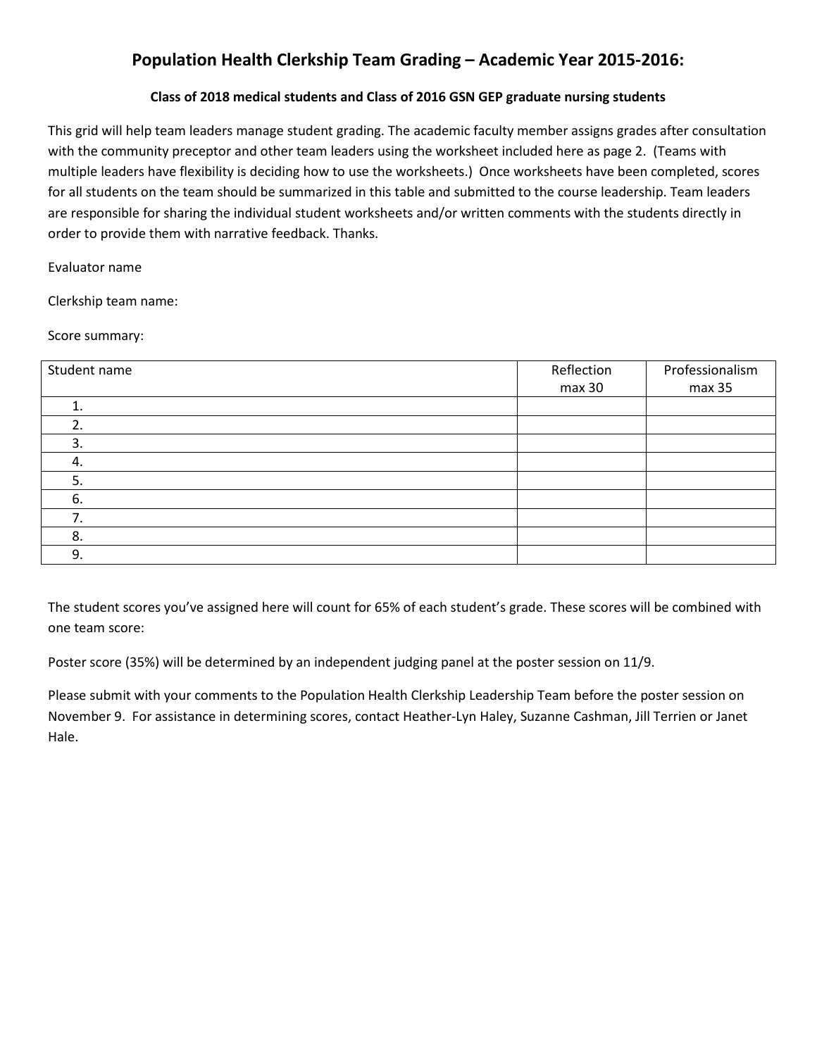# Population Health Clerkship Team Grading – Academic Year 2015-2016:

**Class of 2018 medical students and Class of 2016 GSN GEP graduate nursing students**

This grid will help team leaders manage student grading. The academic faculty member assigns grades after consultation with the community preceptor and other team leaders using the worksheet included here as page 2. (Teams with multiple leaders have flexibility is deciding how to use the worksheets.) Once worksheets have been completed, scores for all students on the team should be summarized in this table and submitted to the course leadership. Team leaders are responsible for sharing the individual student worksheets and/or written comments with the students directly in order to provide them with narrative feedback. Thanks.

Evaluator name

Clerkship team name:

Score summary:

| Student name | Reflection max 30 | Professionalism max 35 |
|---|---|---|
| 1. | | |
| 2. | | |
| 3. | | |
| 4. | | |
| 5. | | |
| 6. | | |
| 7. | | |
| 8. | | |
| 9. | | |

The student scores you've assigned here will count for 65% of each student's grade. These scores will be combined with one team score:

Poster score (35%) will be determined by an independent judging panel at the poster session on 11/9.

Please submit with your comments to the Population Health Clerkship Leadership Team before the poster session on November 9. For assistance in determining scores, contact Heather-Lyn Haley, Suzanne Cashman, Jill Terrien or Janet Hale.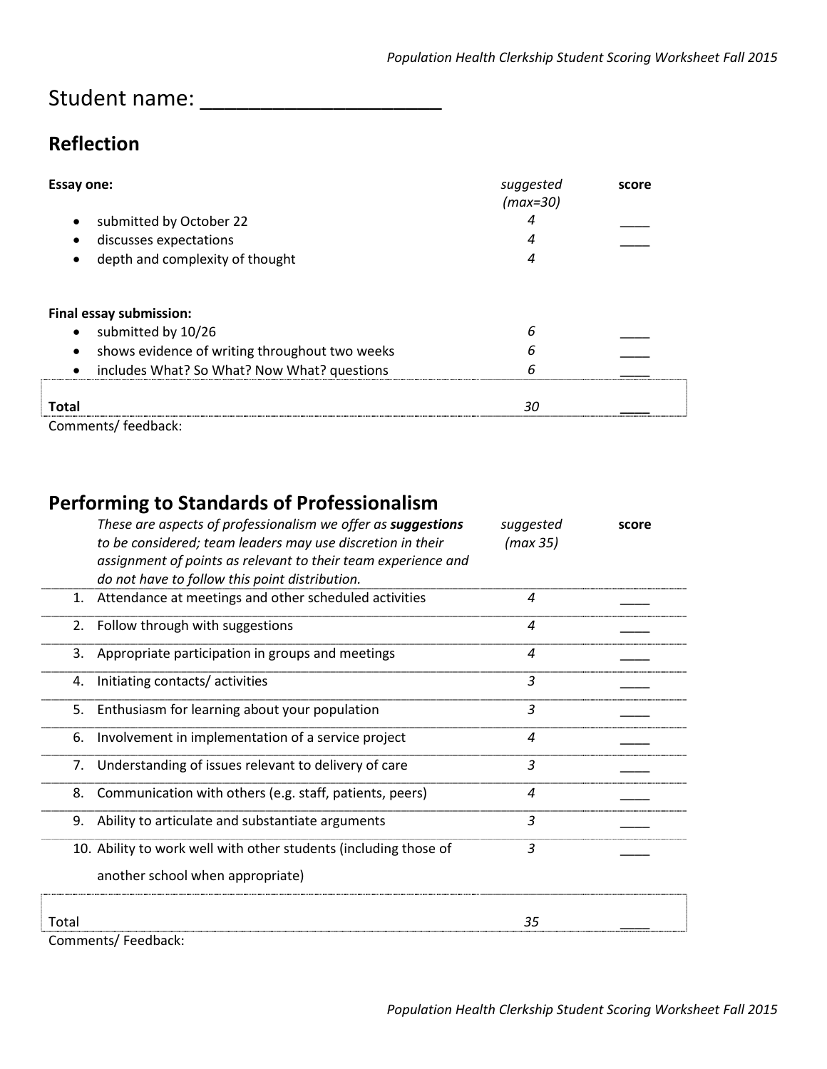# Student name: ____________________

## Reflection

| | suggested (max=30) | score |
|---|---|---|
| **Essay one:** | | |
| • submitted by October 22 | 4 | ____ |
| • discusses expectations | 4 | ____ |
| • depth and complexity of thought | 4 | |
| **Final essay submission:** | | |
| • submitted by 10/26 | 6 | ____ |
| • shows evidence of writing throughout two weeks | 6 | ____ |
| • includes What? So What? Now What? questions | 6 | ____ |
| **Total** | 30 | ____ |

Comments/ feedback:

## Performing to Standards of Professionalism

| *These are aspects of professionalism we offer as **suggestions** to be considered; team leaders may use discretion in their assignment of points as relevant to their team experience and do not have to follow this point distribution.* | suggested (max 35) | score |
|---|---|---|
| 1. Attendance at meetings and other scheduled activities | 4 | ____ |
| 2. Follow through with suggestions | 4 | ____ |
| 3. Appropriate participation in groups and meetings | 4 | ____ |
| 4. Initiating contacts/ activities | 3 | ____ |
| 5. Enthusiasm for learning about your population | 3 | ____ |
| 6. Involvement in implementation of a service project | 4 | ____ |
| 7. Understanding of issues relevant to delivery of care | 3 | ____ |
| 8. Communication with others (e.g. staff, patients, peers) | 4 | ____ |
| 9. Ability to articulate and substantiate arguments | 3 | ____ |
| 10. Ability to work well with other students (including those of another school when appropriate) | 3 | ____ |
| Total | 35 | ____ |

Comments/ Feedback: